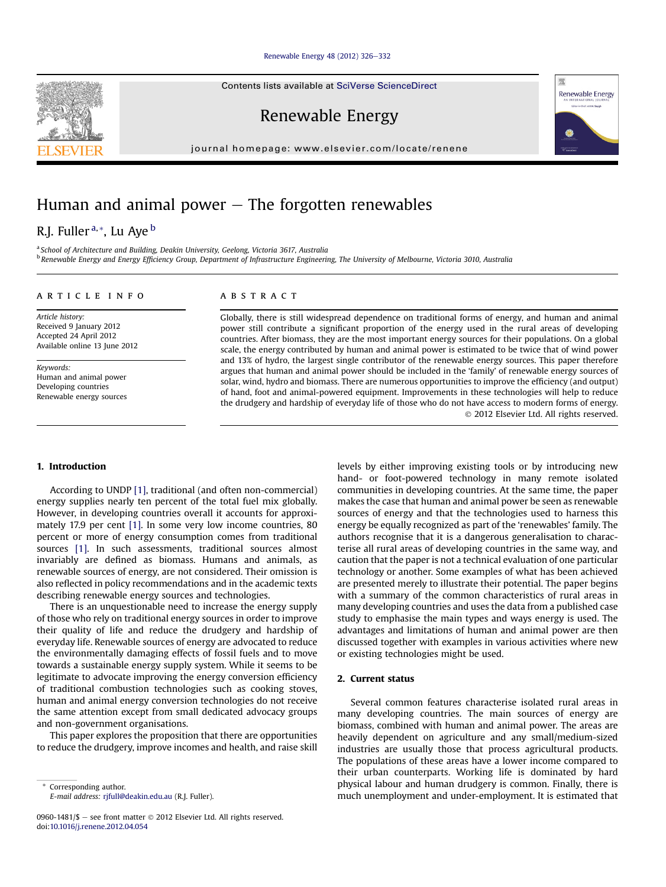# Human and animal power – The forgotten renewables

R.J. Fuller [a,*], Lu Aye [b]

[a] School of Architecture and Building, Deakin University, Geelong, Victoria 3617, Australia

[b] Renewable Energy and Energy Efficiency Group, Department of Infrastructure Engineering, The University of Melbourne, Victoria 3010, Australia

## ARTICLE INFO

*Article history:*
Received 9 January 2012
Accepted 24 April 2012
Available online 13 June 2012

*Keywords:*
Human and animal power
Developing countries
Renewable energy sources

## ABSTRACT

Globally, there is still widespread dependence on traditional forms of energy, and human and animal power still contribute a significant proportion of the energy used in the rural areas of developing countries. After biomass, they are the most important energy sources for their populations. On a global scale, the energy contributed by human and animal power is estimated to be twice that of wind power and 13% of hydro, the largest single contributor of the renewable energy sources. This paper therefore argues that human and animal power should be included in the 'family' of renewable energy sources of solar, wind, hydro and biomass. There are numerous opportunities to improve the efficiency (and output) of hand, foot and animal-powered equipment. Improvements in these technologies will help to reduce the drudgery and hardship of everyday life of those who do not have access to modern forms of energy.

© 2012 Elsevier Ltd. All rights reserved.

## 1. Introduction

According to UNDP [1], traditional (and often non-commercial) energy supplies nearly ten percent of the total fuel mix globally. However, in developing countries overall it accounts for approximately 17.9 per cent [1]. In some very low income countries, 80 percent or more of energy consumption comes from traditional sources [1]. In such assessments, traditional sources almost invariably are defined as biomass. Humans and animals, as renewable sources of energy, are not considered. Their omission is also reflected in policy recommendations and in the academic texts describing renewable energy sources and technologies.

There is an unquestionable need to increase the energy supply of those who rely on traditional energy sources in order to improve their quality of life and reduce the drudgery and hardship of everyday life. Renewable sources of energy are advocated to reduce the environmentally damaging effects of fossil fuels and to move towards a sustainable energy supply system. While it seems to be legitimate to advocate improving the energy conversion efficiency of traditional combustion technologies such as cooking stoves, human and animal energy conversion technologies do not receive the same attention except from small dedicated advocacy groups and non-government organisations.

This paper explores the proposition that there are opportunities to reduce the drudgery, improve incomes and health, and raise skill levels by either improving existing tools or by introducing new hand- or foot-powered technology in many remote isolated communities in developing countries. At the same time, the paper makes the case that human and animal power be seen as renewable sources of energy and that the technologies used to harness this energy be equally recognized as part of the 'renewables' family. The authors recognise that it is a dangerous generalisation to characterise all rural areas of developing countries in the same way, and caution that the paper is not a technical evaluation of one particular technology or another. Some examples of what has been achieved are presented merely to illustrate their potential. The paper begins with a summary of the common characteristics of rural areas in many developing countries and uses the data from a published case study to emphasise the main types and ways energy is used. The advantages and limitations of human and animal power are then discussed together with examples in various activities where new or existing technologies might be used.

## 2. Current status

Several common features characterise isolated rural areas in many developing countries. The main sources of energy are biomass, combined with human and animal power. The areas are heavily dependent on agriculture and any small/medium-sized industries are usually those that process agricultural products. The populations of these areas have a lower income compared to their urban counterparts. Working life is dominated by hard physical labour and human drudgery is common. Finally, there is much unemployment and under-employment. It is estimated that

\* Corresponding author.
E-mail address: rjfull@deakin.edu.au (R.J. Fuller).

0960-1481/$ – see front matter © 2012 Elsevier Ltd. All rights reserved.
doi:10.1016/j.renene.2012.04.054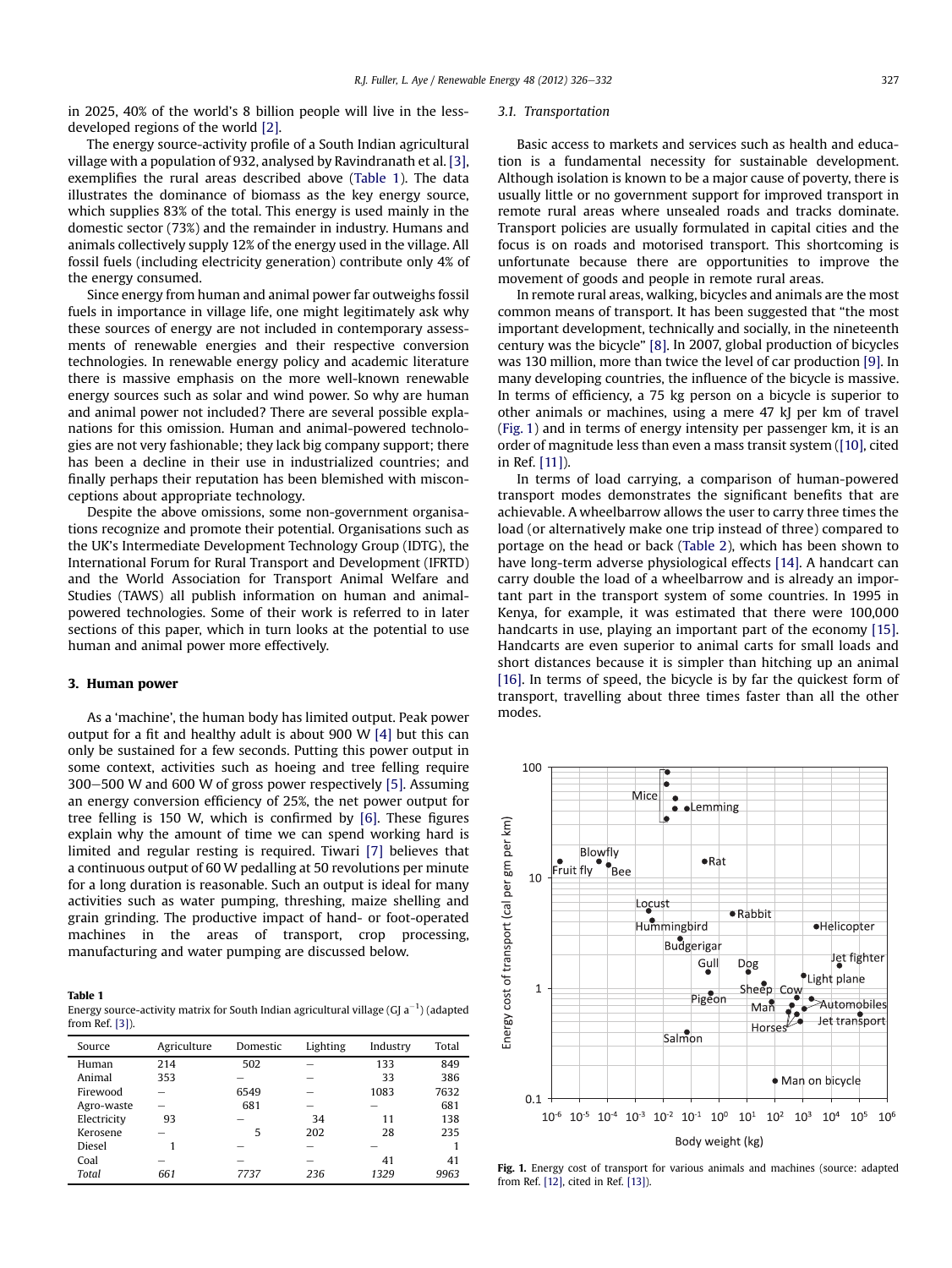in 2025, 40% of the world's 8 billion people will live in the less-developed regions of the world [2].

The energy source-activity profile of a South Indian agricultural village with a population of 932, analysed by Ravindranath et al. [3], exemplifies the rural areas described above (Table 1). The data illustrates the dominance of biomass as the key energy source, which supplies 83% of the total. This energy is used mainly in the domestic sector (73%) and the remainder in industry. Humans and animals collectively supply 12% of the energy used in the village. All fossil fuels (including electricity generation) contribute only 4% of the energy consumed.

Since energy from human and animal power far outweighs fossil fuels in importance in village life, one might legitimately ask why these sources of energy are not included in contemporary assessments of renewable energies and their respective conversion technologies. In renewable energy policy and academic literature there is massive emphasis on the more well-known renewable energy sources such as solar and wind power. So why are human and animal power not included? There are several possible explanations for this omission. Human and animal-powered technologies are not very fashionable; they lack big company support; there has been a decline in their use in industrialized countries; and finally perhaps their reputation has been blemished with misconceptions about appropriate technology.

Despite the above omissions, some non-government organisations recognize and promote their potential. Organisations such as the UK's Intermediate Development Technology Group (IDTG), the International Forum for Rural Transport and Development (IFRTD) and the World Association for Transport Animal Welfare and Studies (TAWS) all publish information on human and animal-powered technologies. Some of their work is referred to in later sections of this paper, which in turn looks at the potential to use human and animal power more effectively.

## 3. Human power

As a 'machine', the human body has limited output. Peak power output for a fit and healthy adult is about 900 W [4] but this can only be sustained for a few seconds. Putting this power output in some context, activities such as hoeing and tree felling require 300–500 W and 600 W of gross power respectively [5]. Assuming an energy conversion efficiency of 25%, the net power output for tree felling is 150 W, which is confirmed by [6]. These figures explain why the amount of time we can spend working hard is limited and regular resting is required. Tiwari [7] believes that a continuous output of 60 W pedalling at 50 revolutions per minute for a long duration is reasonable. Such an output is ideal for many activities such as water pumping, threshing, maize shelling and grain grinding. The productive impact of hand- or foot-operated machines in the areas of transport, crop processing, manufacturing and water pumping are discussed below.

**Table 1**
Energy source-activity matrix for South Indian agricultural village (GJ $a^{-1}$) (adapted from Ref. [3]).

| Source | Agriculture | Domestic | Lighting | Industry | Total |
|---|---|---|---|---|---|
| Human | 214 | 502 | – | 133 | 849 |
| Animal | 353 | – | – | 33 | 386 |
| Firewood | – | 6549 | – | 1083 | 7632 |
| Agro-waste | – | 681 | – | – | 681 |
| Electricity | 93 | – | 34 | 11 | 138 |
| Kerosene | – | 5 | 202 | 28 | 235 |
| Diesel | 1 | – | – | – | 1 |
| Coal | – | – | – | 41 | 41 |
| *Total* | *661* | *7737* | *236* | *1329* | *9963* |

### 3.1. Transportation

Basic access to markets and services such as health and education is a fundamental necessity for sustainable development. Although isolation is known to be a major cause of poverty, there is usually little or no government support for improved transport in remote rural areas where unsealed roads and tracks dominate. Transport policies are usually formulated in capital cities and the focus is on roads and motorised transport. This shortcoming is unfortunate because there are opportunities to improve the movement of goods and people in remote rural areas.

In remote rural areas, walking, bicycles and animals are the most common means of transport. It has been suggested that "the most important development, technically and socially, in the nineteenth century was the bicycle" [8]. In 2007, global production of bicycles was 130 million, more than twice the level of car production [9]. In many developing countries, the influence of the bicycle is massive. In terms of efficiency, a 75 kg person on a bicycle is superior to other animals or machines, using a mere 47 kJ per km of travel (Fig. 1) and in terms of energy intensity per passenger km, it is an order of magnitude less than even a mass transit system ([10], cited in Ref. [11]).

In terms of load carrying, a comparison of human-powered transport modes demonstrates the significant benefits that are achievable. A wheelbarrow allows the user to carry three times the load (or alternatively make one trip instead of three) compared to portage on the head or back (Table 2), which has been shown to have long-term adverse physiological effects [14]. A handcart can carry double the load of a wheelbarrow and is already an important part in the transport system of some countries. In 1995 in Kenya, for example, it was estimated that there were 100,000 handcarts in use, playing an important part of the economy [15]. Handcarts are even superior to animal carts for small loads and short distances because it is simpler than hitching up an animal [16]. In terms of speed, the bicycle is by far the quickest form of transport, travelling about three times faster than all the other modes.

**Fig. 1.** Energy cost of transport for various animals and machines (source: adapted from Ref. [12], cited in Ref. [13]).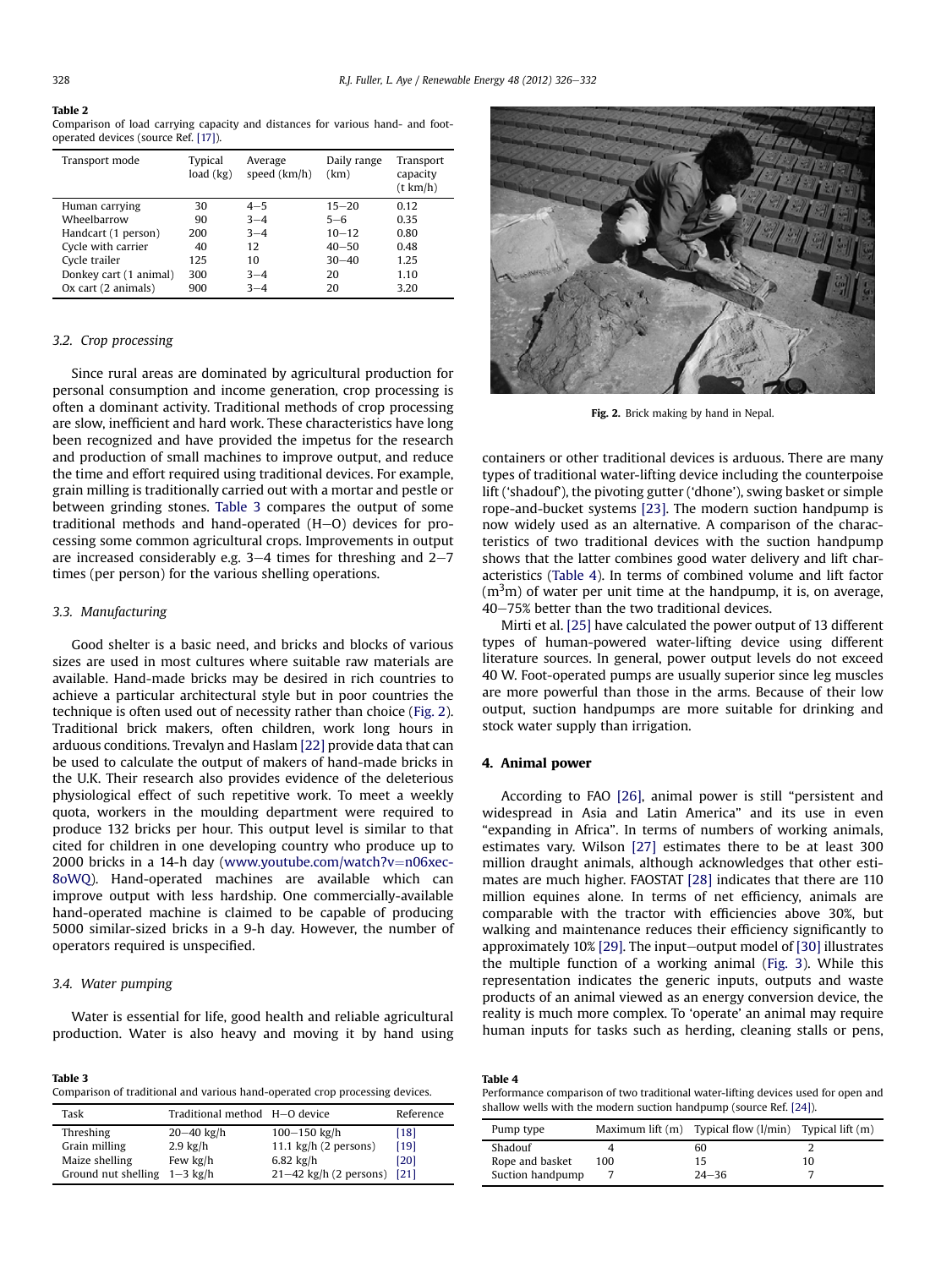**Table 2**
Comparison of load carrying capacity and distances for various hand- and foot-operated devices (source Ref. [17]).

| Transport mode | Typical load (kg) | Average speed (km/h) | Daily range (km) | Transport capacity (t km/h) |
|---|---|---|---|---|
| Human carrying | 30 | 4–5 | 15–20 | 0.12 |
| Wheelbarrow | 90 | 3–4 | 5–6 | 0.35 |
| Handcart (1 person) | 200 | 3–4 | 10–12 | 0.80 |
| Cycle with carrier | 40 | 12 | 40–50 | 0.48 |
| Cycle trailer | 125 | 10 | 30–40 | 1.25 |
| Donkey cart (1 animal) | 300 | 3–4 | 20 | 1.10 |
| Ox cart (2 animals) | 900 | 3–4 | 20 | 3.20 |

### 3.2. Crop processing

Since rural areas are dominated by agricultural production for personal consumption and income generation, crop processing is often a dominant activity. Traditional methods of crop processing are slow, inefficient and hard work. These characteristics have long been recognized and have provided the impetus for the research and production of small machines to improve output, and reduce the time and effort required using traditional devices. For example, grain milling is traditionally carried out with a mortar and pestle or between grinding stones. Table 3 compares the output of some traditional methods and hand-operated (H–O) devices for processing some common agricultural crops. Improvements in output are increased considerably e.g. 3–4 times for threshing and 2–7 times (per person) for the various shelling operations.

### 3.3. Manufacturing

Good shelter is a basic need, and bricks and blocks of various sizes are used in most cultures where suitable raw materials are available. Hand-made bricks may be desired in rich countries to achieve a particular architectural style but in poor countries the technique is often used out of necessity rather than choice (Fig. 2). Traditional brick makers, often children, work long hours in arduous conditions. Trevalyn and Haslam [22] provide data that can be used to calculate the output of makers of hand-made bricks in the U.K. Their research also provides evidence of the deleterious physiological effect of such repetitive work. To meet a weekly quota, workers in the moulding department were required to produce 132 bricks per hour. This output level is similar to that cited for children in one developing country who produce up to 2000 bricks in a 14-h day (www.youtube.com/watch?v=n06xec-8oWQ). Hand-operated machines are available which can improve output with less hardship. One commercially-available hand-operated machine is claimed to be capable of producing 5000 similar-sized bricks in a 9-h day. However, the number of operators required is unspecified.

### 3.4. Water pumping

Water is essential for life, good health and reliable agricultural production. Water is also heavy and moving it by hand using containers or other traditional devices is arduous. There are many types of traditional water-lifting device including the counterpoise lift ('shadouf'), the pivoting gutter ('dhone'), swing basket or simple rope-and-bucket systems [23]. The modern suction handpump is now widely used as an alternative. A comparison of the characteristics of two traditional devices with the suction handpump shows that the latter combines good water delivery and lift characteristics (Table 4). In terms of combined volume and lift factor ($m^3m$) of water per unit time at the handpump, it is, on average, 40–75% better than the two traditional devices.

Fig. 2. Brick making by hand in Nepal.

Mirti et al. [25] have calculated the power output of 13 different types of human-powered water-lifting device using different literature sources. In general, power output levels do not exceed 40 W. Foot-operated pumps are usually superior since leg muscles are more powerful than those in the arms. Because of their low output, suction handpumps are more suitable for drinking and stock water supply than irrigation.

## 4. Animal power

According to FAO [26], animal power is still "persistent and widespread in Asia and Latin America" and its use in even "expanding in Africa". In terms of numbers of working animals, estimates vary. Wilson [27] estimates there to be at least 300 million draught animals, although acknowledges that other estimates are much higher. FAOSTAT [28] indicates that there are 110 million equines alone. In terms of net efficiency, animals are comparable with the tractor with efficiencies above 30%, but walking and maintenance reduces their efficiency significantly to approximately 10% [29]. The input–output model of [30] illustrates the multiple function of a working animal (Fig. 3). While this representation indicates the generic inputs, outputs and waste products of an animal viewed as an energy conversion device, the reality is much more complex. To 'operate' an animal may require human inputs for tasks such as herding, cleaning stalls or pens,

**Table 3**
Comparison of traditional and various hand-operated crop processing devices.

| Task | Traditional method | H–O device | Reference |
|---|---|---|---|
| Threshing | 20–40 kg/h | 100–150 kg/h | [18] |
| Grain milling | 2.9 kg/h | 11.1 kg/h (2 persons) | [19] |
| Maize shelling | Few kg/h | 6.82 kg/h | [20] |
| Ground nut shelling | 1–3 kg/h | 21–42 kg/h (2 persons) | [21] |

**Table 4**
Performance comparison of two traditional water-lifting devices used for open and shallow wells with the modern suction handpump (source Ref. [24]).

| Pump type | Maximum lift (m) | Typical flow (l/min) | Typical lift (m) |
|---|---|---|---|
| Shadouf | 4 | 60 | 2 |
| Rope and basket | 100 | 15 | 10 |
| Suction handpump | 7 | 24–36 | 7 |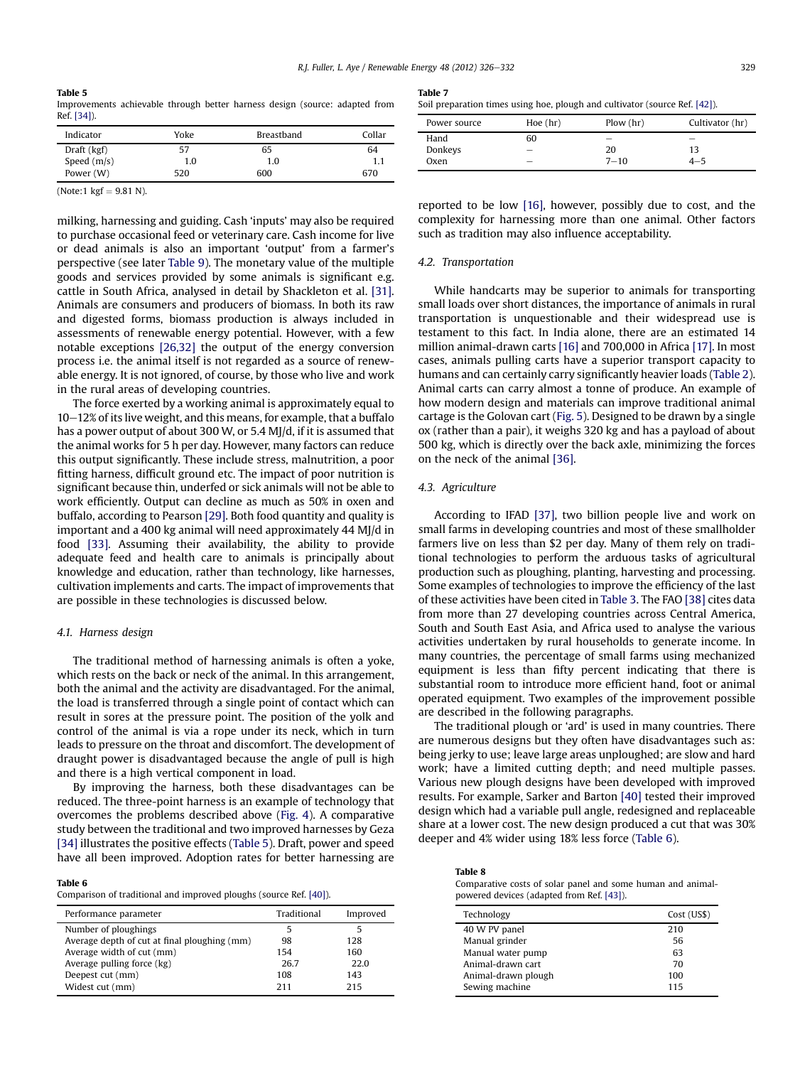**Table 5**
Improvements achievable through better harness design (source: adapted from Ref. [34]).

| Indicator | Yoke | Breastband | Collar |
|---|---|---|---|
| Draft (kgf) | 57 | 65 | 64 |
| Speed (m/s) | 1.0 | 1.0 | 1.1 |
| Power (W) | 520 | 600 | 670 |

(Note:1 kgf = 9.81 N).

milking, harnessing and guiding. Cash 'inputs' may also be required to purchase occasional feed or veterinary care. Cash income for live or dead animals is also an important 'output' from a farmer's perspective (see later Table 9). The monetary value of the multiple goods and services provided by some animals is significant e.g. cattle in South Africa, analysed in detail by Shackleton et al. [31]. Animals are consumers and producers of biomass. In both its raw and digested forms, biomass production is always included in assessments of renewable energy potential. However, with a few notable exceptions [26,32] the output of the energy conversion process i.e. the animal itself is not regarded as a source of renewable energy. It is not ignored, of course, by those who live and work in the rural areas of developing countries.

The force exerted by a working animal is approximately equal to 10–12% of its live weight, and this means, for example, that a buffalo has a power output of about 300 W, or 5.4 MJ/d, if it is assumed that the animal works for 5 h per day. However, many factors can reduce this output significantly. These include stress, malnutrition, a poor fitting harness, difficult ground etc. The impact of poor nutrition is significant because thin, underfed or sick animals will not be able to work efficiently. Output can decline as much as 50% in oxen and buffalo, according to Pearson [29]. Both food quantity and quality is important and a 400 kg animal will need approximately 44 MJ/d in food [33]. Assuming their availability, the ability to provide adequate feed and health care to animals is principally about knowledge and education, rather than technology, like harnesses, cultivation implements and carts. The impact of improvements that are possible in these technologies is discussed below.

### 4.1. Harness design

The traditional method of harnessing animals is often a yoke, which rests on the back or neck of the animal. In this arrangement, both the animal and the activity are disadvantaged. For the animal, the load is transferred through a single point of contact which can result in sores at the pressure point. The position of the yolk and control of the animal is via a rope under its neck, which in turn leads to pressure on the throat and discomfort. The development of draught power is disadvantaged because the angle of pull is high and there is a high vertical component in load.

By improving the harness, both these disadvantages can be reduced. The three-point harness is an example of technology that overcomes the problems described above (Fig. 4). A comparative study between the traditional and two improved harnesses by Geza [34] illustrates the positive effects (Table 5). Draft, power and speed have all been improved. Adoption rates for better harnessing are reported to be low [16], however, possibly due to cost, and the complexity for harnessing more than one animal. Other factors such as tradition may also influence acceptability.

### 4.2. Transportation

While handcarts may be superior to animals for transporting small loads over short distances, the importance of animals in rural transportation is unquestionable and their widespread use is testament to this fact. In India alone, there are an estimated 14 million animal-drawn carts [16] and 700,000 in Africa [17]. In most cases, animals pulling carts have a superior transport capacity to humans and can certainly carry significantly heavier loads (Table 2). Animal carts can carry almost a tonne of produce. An example of how modern design and materials can improve traditional animal cartage is the Golovan cart (Fig. 5). Designed to be drawn by a single ox (rather than a pair), it weighs 320 kg and has a payload of about 500 kg, which is directly over the back axle, minimizing the forces on the neck of the animal [36].

### 4.3. Agriculture

According to IFAD [37], two billion people live and work on small farms in developing countries and most of these smallholder farmers live on less than \$2 per day. Many of them rely on traditional technologies to perform the arduous tasks of agricultural production such as ploughing, planting, harvesting and processing. Some examples of technologies to improve the efficiency of the last of these activities have been cited in Table 3. The FAO [38] cites data from more than 27 developing countries across Central America, South and South East Asia, and Africa used to analyse the various activities undertaken by rural households to generate income. In many countries, the percentage of small farms using mechanized equipment is less than fifty percent indicating that there is substantial room to introduce more efficient hand, foot or animal operated equipment. Two examples of the improvement possible are described in the following paragraphs.

The traditional plough or 'ard' is used in many countries. There are numerous designs but they often have disadvantages such as: being jerky to use; leave large areas unploughed; are slow and hard work; have a limited cutting depth; and need multiple passes. Various new plough designs have been developed with improved results. For example, Sarker and Barton [40] tested their improved design which had a variable pull angle, redesigned and replaceable share at a lower cost. The new design produced a cut that was 30% deeper and 4% wider using 18% less force (Table 6).

**Table 6**
Comparison of traditional and improved ploughs (source Ref. [40]).

| Performance parameter | Traditional | Improved |
|---|---|---|
| Number of ploughings | 5 | 5 |
| Average depth of cut at final ploughing (mm) | 98 | 128 |
| Average width of cut (mm) | 154 | 160 |
| Average pulling force (kg) | 26.7 | 22.0 |
| Deepest cut (mm) | 108 | 143 |
| Widest cut (mm) | 211 | 215 |

**Table 7**
Soil preparation times using hoe, plough and cultivator (source Ref. [42]).

| Power source | Hoe (hr) | Plow (hr) | Cultivator (hr) |
|---|---|---|---|
| Hand | 60 | – | – |
| Donkeys | – | 20 | 13 |
| Oxen | – | 7–10 | 4–5 |

**Table 8**
Comparative costs of solar panel and some human and animal-powered devices (adapted from Ref. [43]).

| Technology | Cost (US\$) |
|---|---|
| 40 W PV panel | 210 |
| Manual grinder | 56 |
| Manual water pump | 63 |
| Animal-drawn cart | 70 |
| Animal-drawn plough | 100 |
| Sewing machine | 115 |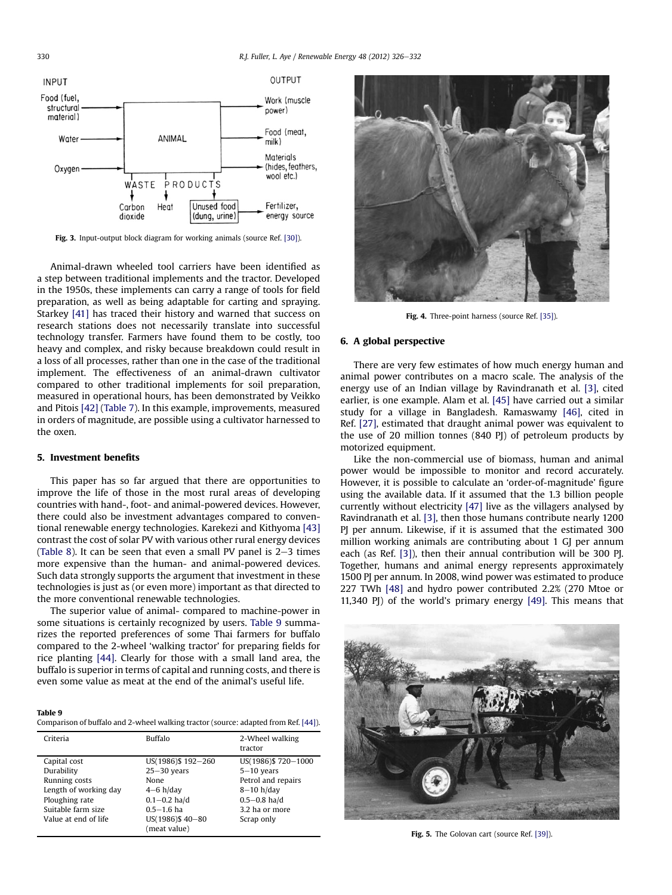Fig. 3. Input-output block diagram for working animals (source Ref. [30]).

Animal-drawn wheeled tool carriers have been identified as a step between traditional implements and the tractor. Developed in the 1950s, these implements can carry a range of tools for field preparation, as well as being adaptable for carting and spraying. Starkey [41] has traced their history and warned that success on research stations does not necessarily translate into successful technology transfer. Farmers have found them to be costly, too heavy and complex, and risky because breakdown could result in a loss of all processes, rather than one in the case of the traditional implement. The effectiveness of an animal-drawn cultivator compared to other traditional implements for soil preparation, measured in operational hours, has been demonstrated by Veikko and Pitois [42] (Table 7). In this example, improvements, measured in orders of magnitude, are possible using a cultivator harnessed to the oxen.

## 5. Investment benefits

This paper has so far argued that there are opportunities to improve the life of those in the most rural areas of developing countries with hand-, foot- and animal-powered devices. However, there could also be investment advantages compared to conventional renewable energy technologies. Karekezi and Kithyoma [43] contrast the cost of solar PV with various other rural energy devices (Table 8). It can be seen that even a small PV panel is 2–3 times more expensive than the human- and animal-powered devices. Such data strongly supports the argument that investment in these technologies is just as (or even more) important as that directed to the more conventional renewable technologies.

The superior value of animal- compared to machine-power in some situations is certainly recognized by users. Table 9 summarizes the reported preferences of some Thai farmers for buffalo compared to the 2-wheel 'walking tractor' for preparing fields for rice planting [44]. Clearly for those with a small land area, the buffalo is superior in terms of capital and running costs, and there is even some value as meat at the end of the animal's useful life.

**Table 9**
Comparison of buffalo and 2-wheel walking tractor (source: adapted from Ref. [44]).

| Criteria | Buffalo | 2-Wheel walking tractor |
|---|---|---|
| Capital cost | US(1986)$ 192–260 | US(1986)$ 720–1000 |
| Durability | 25–30 years | 5–10 years |
| Running costs | None | Petrol and repairs |
| Length of working day | 4–6 h/day | 8–10 h/day |
| Ploughing rate | 0.1–0.2 ha/d | 0.5–0.8 ha/d |
| Suitable farm size | 0.5–1.6 ha | 3.2 ha or more |
| Value at end of life | US(1986)$ 40–80 (meat value) | Scrap only |

Fig. 4. Three-point harness (source Ref. [35]).

## 6. A global perspective

There are very few estimates of how much energy human and animal power contributes on a macro scale. The analysis of the energy use of an Indian village by Ravindranath et al. [3], cited earlier, is one example. Alam et al. [45] have carried out a similar study for a village in Bangladesh. Ramaswamy [46], cited in Ref. [27], estimated that draught animal power was equivalent to the use of 20 million tonnes (840 PJ) of petroleum products by motorized equipment.

Like the non-commercial use of biomass, human and animal power would be impossible to monitor and record accurately. However, it is possible to calculate an 'order-of-magnitude' figure using the available data. If it assumed that the 1.3 billion people currently without electricity [47] live as the villagers analysed by Ravindranath et al. [3], then those humans contribute nearly 1200 PJ per annum. Likewise, if it is assumed that the estimated 300 million working animals are contributing about 1 GJ per annum each (as Ref. [3]), then their annual contribution will be 300 PJ. Together, humans and animal energy represents approximately 1500 PJ per annum. In 2008, wind power was estimated to produce 227 TWh [48] and hydro power contributed 2.2% (270 Mtoe or 11,340 PJ) of the world's primary energy [49]. This means that

Fig. 5. The Golovan cart (source Ref. [39]).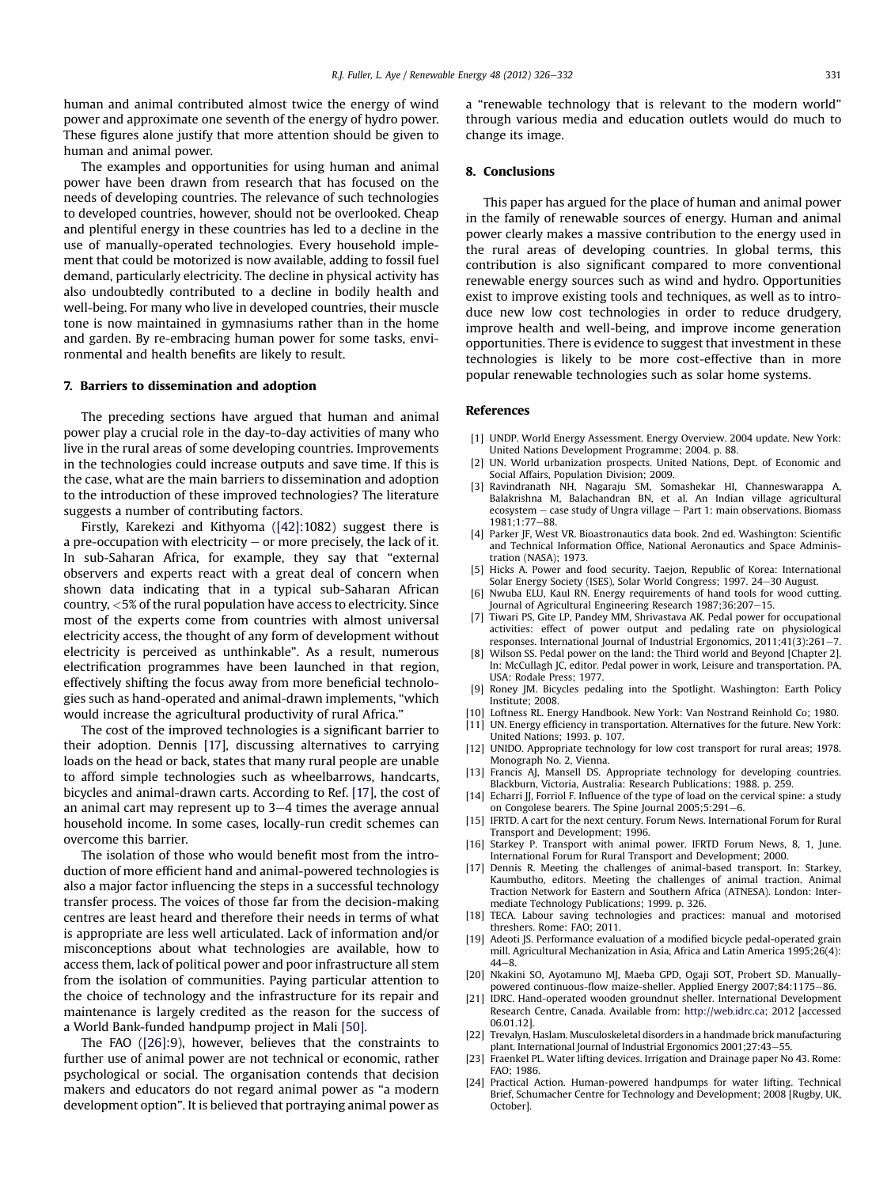human and animal contributed almost twice the energy of wind power and approximate one seventh of the energy of hydro power. These figures alone justify that more attention should be given to human and animal power.

The examples and opportunities for using human and animal power have been drawn from research that has focused on the needs of developing countries. The relevance of such technologies to developed countries, however, should not be overlooked. Cheap and plentiful energy in these countries has led to a decline in the use of manually-operated technologies. Every household implement that could be motorized is now available, adding to fossil fuel demand, particularly electricity. The decline in physical activity has also undoubtedly contributed to a decline in bodily health and well-being. For many who live in developed countries, their muscle tone is now maintained in gymnasiums rather than in the home and garden. By re-embracing human power for some tasks, environmental and health benefits are likely to result.

## 7. Barriers to dissemination and adoption

The preceding sections have argued that human and animal power play a crucial role in the day-to-day activities of many who live in the rural areas of some developing countries. Improvements in the technologies could increase outputs and save time. If this is the case, what are the main barriers to dissemination and adoption to the introduction of these improved technologies? The literature suggests a number of contributing factors.

Firstly, Karekezi and Kithyoma ([42]:1082) suggest there is a pre-occupation with electricity – or more precisely, the lack of it. In sub-Saharan Africa, for example, they say that "external observers and experts react with a great deal of concern when shown data indicating that in a typical sub-Saharan African country, <5% of the rural population have access to electricity. Since most of the experts come from countries with almost universal electricity access, the thought of any form of development without electricity is perceived as unthinkable". As a result, numerous electrification programmes have been launched in that region, effectively shifting the focus away from more beneficial technologies such as hand-operated and animal-drawn implements, "which would increase the agricultural productivity of rural Africa."

The cost of the improved technologies is a significant barrier to their adoption. Dennis [17], discussing alternatives to carrying loads on the head or back, states that many rural people are unable to afford simple technologies such as wheelbarrows, handcarts, bicycles and animal-drawn carts. According to Ref. [17], the cost of an animal cart may represent up to 3–4 times the average annual household income. In some cases, locally-run credit schemes can overcome this barrier.

The isolation of those who would benefit most from the introduction of more efficient hand and animal-powered technologies is also a major factor influencing the steps in a successful technology transfer process. The voices of those far from the decision-making centres are least heard and therefore their needs in terms of what is appropriate are less well articulated. Lack of information and/or misconceptions about what technologies are available, how to access them, lack of political power and poor infrastructure all stem from the isolation of communities. Paying particular attention to the choice of technology and the infrastructure for its repair and maintenance is largely credited as the reason for the success of a World Bank-funded handpump project in Mali [50].

The FAO ([26]:9), however, believes that the constraints to further use of animal power are not technical or economic, rather psychological or social. The organisation contends that decision makers and educators do not regard animal power as "a modern development option". It is believed that portraying animal power as a "renewable technology that is relevant to the modern world" through various media and education outlets would do much to change its image.

## 8. Conclusions

This paper has argued for the place of human and animal power in the family of renewable sources of energy. Human and animal power clearly makes a massive contribution to the energy used in the rural areas of developing countries. In global terms, this contribution is also significant compared to more conventional renewable energy sources such as wind and hydro. Opportunities exist to improve existing tools and techniques, as well as to introduce new low cost technologies in order to reduce drudgery, improve health and well-being, and improve income generation opportunities. There is evidence to suggest that investment in these technologies is likely to be more cost-effective than in more popular renewable technologies such as solar home systems.

## References

[1] UNDP. World Energy Assessment. Energy Overview. 2004 update. New York: United Nations Development Programme; 2004. p. 88.

[2] UN. World urbanization prospects. United Nations, Dept. of Economic and Social Affairs, Population Division; 2009.

[3] Ravindranath NH, Nagaraju SM, Somashekar HI, Channeswarappa A, Balakrishna M, Balachandran BN, et al. An Indian village agricultural ecosystem – case study of Ungra village – Part 1: main observations. Biomass 1981;1:77–88.

[4] Parker JF, West VR. Bioastronautics data book. 2nd ed. Washington: Scientific and Technical Information Office, National Aeronautics and Space Administration (NASA); 1973.

[5] Hicks A. Power and food security. Taejon, Republic of Korea: International Solar Energy Society (ISES), Solar World Congress; 1997. 24–30 August.

[6] Nwuba ELU, Kaul RN. Energy requirements of hand tools for wood cutting. Journal of Agricultural Engineering Research 1987;36:207–15.

[7] Tiwari PS, Gite LP, Pandey MM, Shrivastava AK. Pedal power for occupational activities: effect of power output and pedaling rate on physiological responses. International Journal of Industrial Ergonomics, 2011;41(3):261–7.

[8] Wilson SS. Pedal power on the land: the Third world and Beyond [Chapter 2]. In: McCullagh JC, editor. Pedal power in work, Leisure and transportation. PA, USA: Rodale Press; 1977.

[9] Roney JM. Bicycles pedaling into the Spotlight. Washington: Earth Policy Institute; 2008.

[10] Loftness RL. Energy Handbook. New York: Van Nostrand Reinhold Co; 1980.

[11] UN. Energy efficiency in transportation. Alternatives for the future. New York: United Nations; 1993. p. 107.

[12] UNIDO. Appropriate technology for low cost transport for rural areas; 1978. Monograph No. 2, Vienna.

[13] Francis AJ, Mansell DS. Appropriate technology for developing countries. Blackburn, Victoria, Australia: Research Publications; 1988. p. 259.

[14] Echarri JJ, Forriol F. Influence of the type of load on the cervical spine: a study on Congolese bearers. The Spine Journal 2005;5:291–6.

[15] IFRTD. A cart for the next century. Forum News. International Forum for Rural Transport and Development; 1996.

[16] Starkey P. Transport with animal power. IFRTD Forum News, 8, 1, June. International Forum for Rural Transport and Development; 2000.

[17] Dennis R. Meeting the challenges of animal-based transport. In: Starkey, Kaumbutho, editors. Meeting the challenges of animal traction. Animal Traction Network for Eastern and Southern Africa (ATNESA). London: Intermediate Technology Publications; 1999. p. 326.

[18] TECA. Labour saving technologies and practices: manual and motorised threshers. Rome: FAO; 2011.

[19] Adeoti JS. Performance evaluation of a modified bicycle pedal-operated grain mill. Agricultural Mechanization in Asia, Africa and Latin America 1995;26(4):44–8.

[20] Nkakini SO, Ayotamuno MJ, Maeba GPD, Ogaji SOT, Probert SD. Manually-powered continuous-flow maize-sheller. Applied Energy 2007;84:1175–86.

[21] IDRC. Hand-operated wooden groundnut sheller. International Development Research Centre, Canada. Available from: http://web.idrc.ca; 2012 [accessed 06.01.12].

[22] Trevalyn, Haslam. Musculoskeletal disorders in a handmade brick manufacturing plant. International Journal of Industrial Ergonomics 2001;27:43–55.

[23] Fraenkel PL. Water lifting devices. Irrigation and Drainage paper No 43. Rome: FAO; 1986.

[24] Practical Action. Human-powered handpumps for water lifting. Technical Brief, Schumacher Centre for Technology and Development; 2008 [Rugby, UK, October].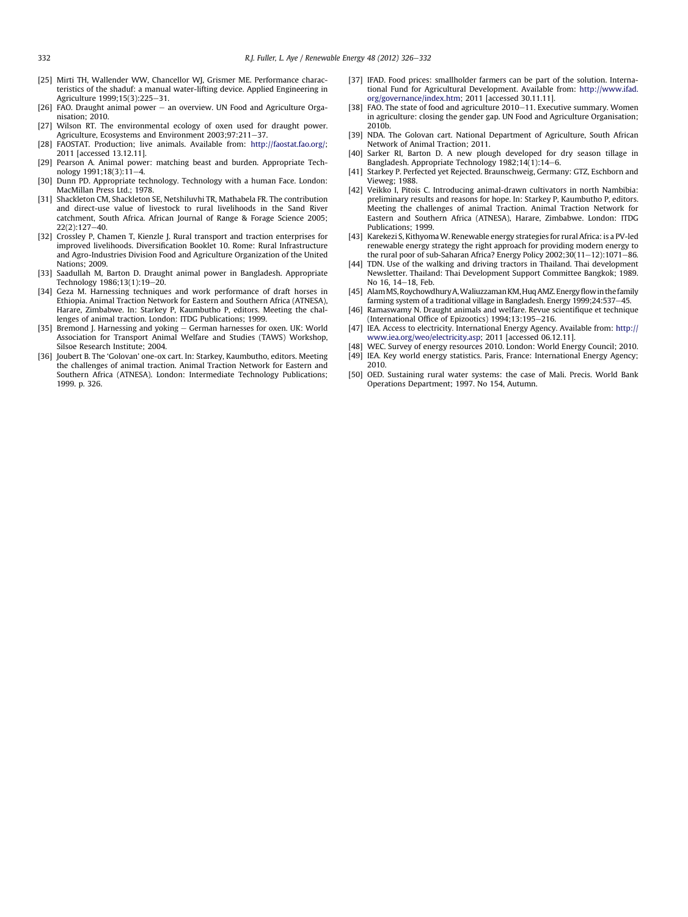[25] Mirti TH, Wallender WW, Chancellor WJ, Grismer ME. Performance characteristics of the shaduf: a manual water-lifting device. Applied Engineering in Agriculture 1999;15(3):225–31.

[26] FAO. Draught animal power – an overview. UN Food and Agriculture Organisation; 2010.

[27] Wilson RT. The environmental ecology of oxen used for draught power. Agriculture, Ecosystems and Environment 2003;97:211–37.

[28] FAOSTAT. Production; live animals. Available from: http://faostat.fao.org/; 2011 [accessed 13.12.11].

[29] Pearson A. Animal power: matching beast and burden. Appropriate Technology 1991;18(3):11–4.

[30] Dunn PD. Appropriate technology. Technology with a human Face. London: MacMillan Press Ltd.; 1978.

[31] Shackleton CM, Shackleton SE, Netshiluvhi TR, Mathabela FR. The contribution and direct-use value of livestock to rural livelihoods in the Sand River catchment, South Africa. African Journal of Range & Forage Science 2005; 22(2):127–40.

[32] Crossley P, Chamen T, Kienzle J. Rural transport and traction enterprises for improved livelihoods. Diversification Booklet 10. Rome: Rural Infrastructure and Agro-Industries Division Food and Agriculture Organization of the United Nations; 2009.

[33] Saadullah M, Barton D. Draught animal power in Bangladesh. Appropriate Technology 1986;13(1):19–20.

[34] Geza M. Harnessing techniques and work performance of draft horses in Ethiopia. Animal Traction Network for Eastern and Southern Africa (ATNESA), Harare, Zimbabwe. In: Starkey P, Kaumbutho P, editors. Meeting the challenges of animal traction. London: ITDG Publications; 1999.

[35] Bremond J. Harnessing and yoking – German harnesses for oxen. UK: World Association for Transport Animal Welfare and Studies (TAWS) Workshop, Silsoe Research Institute; 2004.

[36] Joubert B. The 'Golovan' one-ox cart. In: Starkey, Kaumbutho, editors. Meeting the challenges of animal traction. Animal Traction Network for Eastern and Southern Africa (ATNESA). London: Intermediate Technology Publications; 1999. p. 326.

[37] IFAD. Food prices: smallholder farmers can be part of the solution. International Fund for Agricultural Development. Available from: http://www.ifad.org/governance/index.htm; 2011 [accessed 30.11.11].

[38] FAO. The state of food and agriculture 2010–11. Executive summary. Women in agriculture: closing the gender gap. UN Food and Agriculture Organisation; 2010b.

[39] NDA. The Golovan cart. National Department of Agriculture, South African Network of Animal Traction; 2011.

[40] Sarker RI, Barton D. A new plough developed for dry season tillage in Bangladesh. Appropriate Technology 1982;14(1):14–6.

[41] Starkey P. Perfected yet Rejected. Braunschweig, Germany: GTZ, Eschborn and Vieweg; 1988.

[42] Veikko I, Pitois C. Introducing animal-drawn cultivators in north Nambibia: preliminary results and reasons for hope. In: Starkey P, Kaumbutho P, editors. Meeting the challenges of animal Traction. Animal Traction Network for Eastern and Southern Africa (ATNESA), Harare, Zimbabwe. London: ITDG Publications; 1999.

[43] Karekezi S, Kithyoma W. Renewable energy strategies for rural Africa: is a PV-led renewable energy strategy the right approach for providing modern energy to the rural poor of sub-Saharan Africa? Energy Policy 2002;30(11–12):1071–86.

[44] TDN. Use of the walking and driving tractors in Thailand. Thai development Newsletter. Thailand: Thai Development Support Committee Bangkok; 1989. No 16, 14–18, Feb.

[45] Alam MS, Roychowdhury A, Waliuzzaman KM, Huq AMZ. Energy flow in the family farming system of a traditional village in Bangladesh. Energy 1999;24:537–45.

[46] Ramaswamy N. Draught animals and welfare. Revue scientifique et technique (International Office of Epizootics) 1994;13:195–216.

[47] IEA. Access to electricity. International Energy Agency. Available from: http://www.iea.org/weo/electricity.asp; 2011 [accessed 06.12.11].

[48] WEC. Survey of energy resources 2010. London: World Energy Council; 2010.

[49] IEA. Key world energy statistics. Paris, France: International Energy Agency; 2010.

[50] OED. Sustaining rural water systems: the case of Mali. Precis. World Bank Operations Department; 1997. No 154, Autumn.